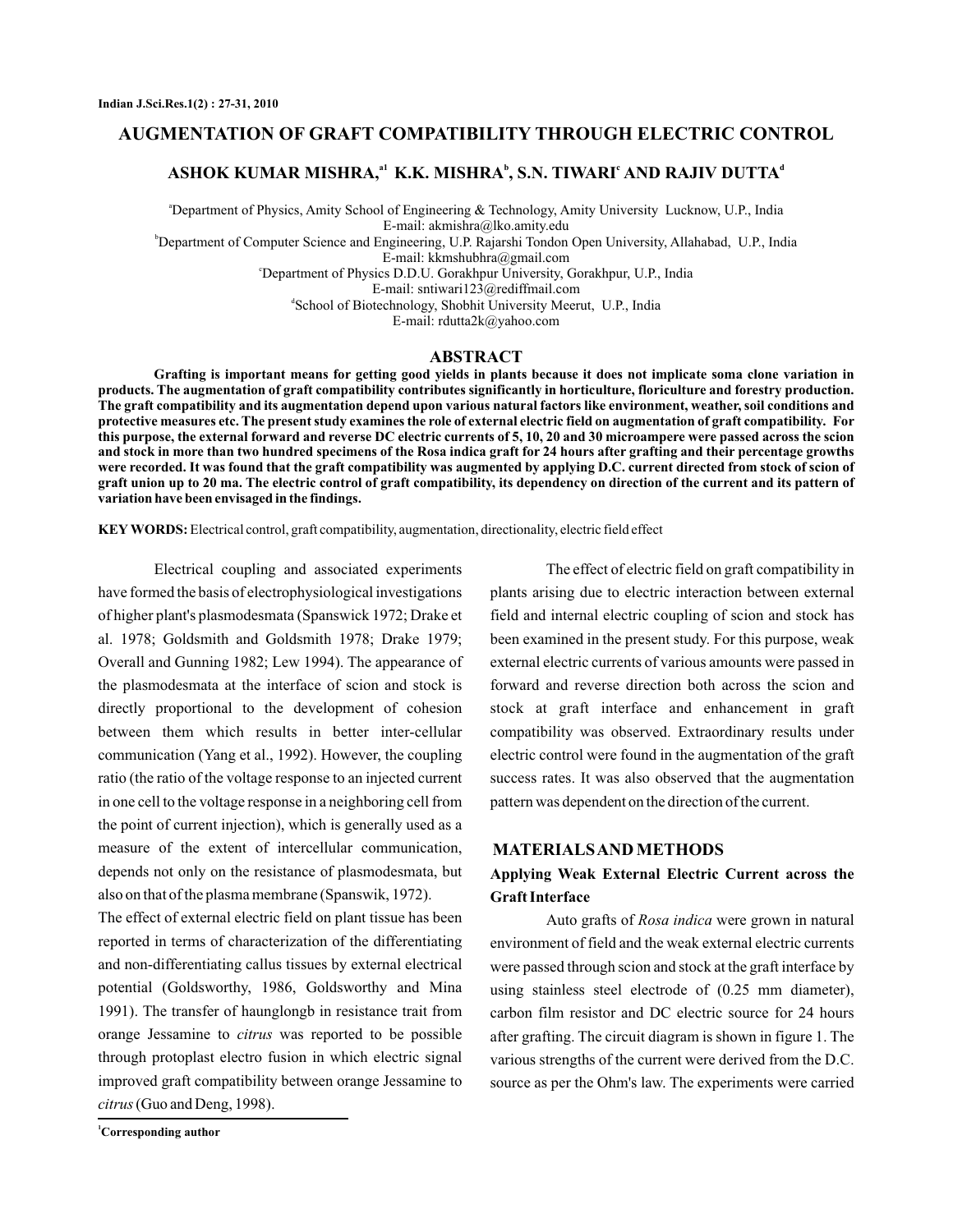# AUGMENTATION OF GRAFT COMPATIBILITY THROUGH ELECTRIC CONTROL

**ASHOK KUMAR MISHRA,[a1] K.K. MISHRA[b], S.N. TIWARI[c] AND RAJIV DUTTA[d]**

[a]Department of Physics, Amity School of Engineering & Technology, Amity University Lucknow, U.P., India
E-mail: akmishra@lko.amity.edu

[b]Department of Computer Science and Engineering, U.P. Rajarshi Tondon Open University, Allahabad, U.P., India
E-mail: kkmshubhra@gmail.com

[c]Department of Physics D.D.U. Gorakhpur University, Gorakhpur, U.P., India
E-mail: sntiwari123@rediffmail.com

[d]School of Biotechnology, Shobhit University Meerut, U.P., India
E-mail: rdutta2k@yahoo.com

## ABSTRACT

**Grafting is important means for getting good yields in plants because it does not implicate soma clone variation in products. The augmentation of graft compatibility contributes significantly in horticulture, floriculture and forestry production. The graft compatibility and its augmentation depend upon various natural factors like environment, weather, soil conditions and protective measures etc. The present study examines the role of external electric field on augmentation of graft compatibility. For this purpose, the external forward and reverse DC electric currents of 5, 10, 20 and 30 microampere were passed across the scion and stock in more than two hundred specimens of the Rosa indica graft for 24 hours after grafting and their percentage growths were recorded. It was found that the graft compatibility was augmented by applying D.C. current directed from stock of scion of graft union up to 20 ma. The electric control of graft compatibility, its dependency on direction of the current and its pattern of variation have been envisaged in the findings.**

**KEY WORDS:** Electrical control, graft compatibility, augmentation, directionality, electric field effect

Electrical coupling and associated experiments have formed the basis of electrophysiological investigations of higher plant's plasmodesmata (Spanswick 1972; Drake et al. 1978; Goldsmith and Goldsmith 1978; Drake 1979; Overall and Gunning 1982; Lew 1994). The appearance of the plasmodesmata at the interface of scion and stock is directly proportional to the development of cohesion between them which results in better inter-cellular communication (Yang et al., 1992). However, the coupling ratio (the ratio of the voltage response to an injected current in one cell to the voltage response in a neighboring cell from the point of current injection), which is generally used as a measure of the extent of intercellular communication, depends not only on the resistance of plasmodesmata, but also on that of the plasma membrane (Spanswik, 1972).

The effect of external electric field on plant tissue has been reported in terms of characterization of the differentiating and non-differentiating callus tissues by external electrical potential (Goldsworthy, 1986, Goldsworthy and Mina 1991). The transfer of haunglongb in resistance trait from orange Jessamine to *citrus* was reported to be possible through protoplast electro fusion in which electric signal improved graft compatibility between orange Jessamine to *citrus* (Guo and Deng, 1998).

The effect of electric field on graft compatibility in plants arising due to electric interaction between external field and internal electric coupling of scion and stock has been examined in the present study. For this purpose, weak external electric currents of various amounts were passed in forward and reverse direction both across the scion and stock at graft interface and enhancement in graft compatibility was observed. Extraordinary results under electric control were found in the augmentation of the graft success rates. It was also observed that the augmentation pattern was dependent on the direction of the current.

## MATERIALS AND METHODS

### Applying Weak External Electric Current across the Graft Interface

Auto grafts of *Rosa indica* were grown in natural environment of field and the weak external electric currents were passed through scion and stock at the graft interface by using stainless steel electrode of (0.25 mm diameter), carbon film resistor and DC electric source for 24 hours after grafting. The circuit diagram is shown in figure 1. The various strengths of the current were derived from the D.C. source as per the Ohm's law. The experiments were carried

[1]Corresponding author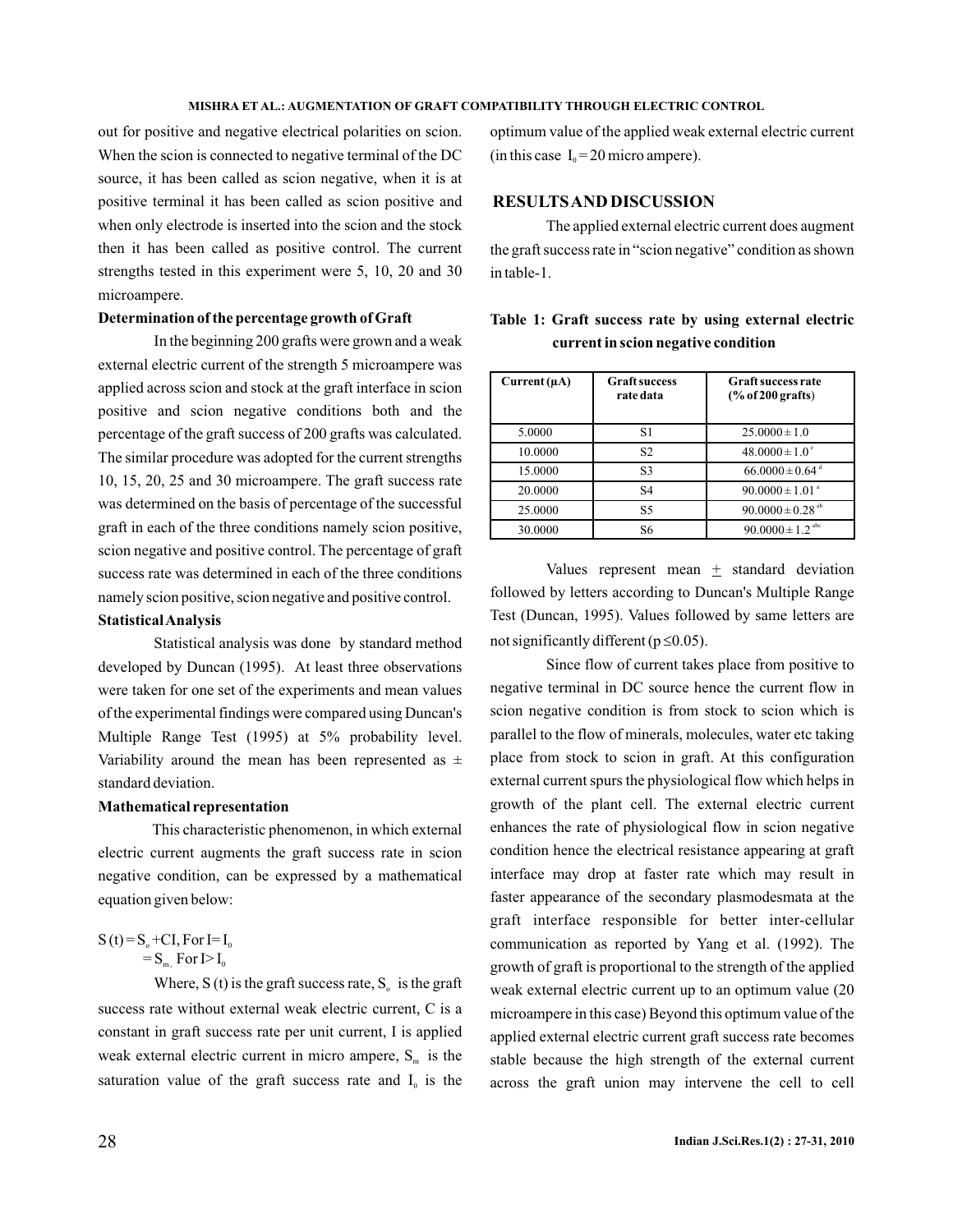out for positive and negative electrical polarities on scion. When the scion is connected to negative terminal of the DC source, it has been called as scion negative, when it is at positive terminal it has been called as scion positive and when only electrode is inserted into the scion and the stock then it has been called as positive control. The current strengths tested in this experiment were 5, 10, 20 and 30 microampere.

**Determination of the percentage growth of Graft**

In the beginning 200 grafts were grown and a weak external electric current of the strength 5 microampere was applied across scion and stock at the graft interface in scion positive and scion negative conditions both and the percentage of the graft success of 200 grafts was calculated. The similar procedure was adopted for the current strengths 10, 15, 20, 25 and 30 microampere. The graft success rate was determined on the basis of percentage of the successful graft in each of the three conditions namely scion positive, scion negative and positive control. The percentage of graft success rate was determined in each of the three conditions namely scion positive, scion negative and positive control.

**Statistical Analysis**

Statistical analysis was done by standard method developed by Duncan (1995). At least three observations were taken for one set of the experiments and mean values of the experimental findings were compared using Duncan's Multiple Range Test (1995) at 5% probability level. Variability around the mean has been represented as ± standard deviation.

**Mathematical representation**

This characteristic phenomenon, in which external electric current augments the graft success rate in scion negative condition, can be expressed by a mathematical equation given below:

$$S(t) = S_o + CI, \text{ For } I = I_0$$
$$= S_m, \text{ For } I > I_0$$

Where, S (t) is the graft success rate, $S_o$ is the graft success rate without external weak electric current, C is a constant in graft success rate per unit current, I is applied weak external electric current in micro ampere, $S_m$ is the saturation value of the graft success rate and $I_0$ is the optimum value of the applied weak external electric current (in this case $I_0$ = 20 micro ampere).

## RESULTS AND DISCUSSION

The applied external electric current does augment the graft success rate in "scion negative" condition as shown in table-1.

**Table 1: Graft success rate by using external electric current in scion negative condition**

| Current (μA) | Graft success rate data | Graft success rate (% of 200 grafts) |
|---|---|---|
| 5.0000 | S1 | 25.0000 ± 1.0 |
| 10.0000 | S2 | 48.0000 ± 1.0 [c] |
| 15.0000 | S3 | 66.0000 ± 0.64 [d] |
| 20.0000 | S4 | 90.0000 ± 1.01 [a] |
| 25.0000 | S5 | 90.0000 ± 0.28 [ab] |
| 30.0000 | S6 | 90.0000 ± 1.2 [abc] |

Values represent mean ± standard deviation followed by letters according to Duncan's Multiple Range Test (Duncan, 1995). Values followed by same letters are not significantly different ($p \leq 0.05$).

Since flow of current takes place from positive to negative terminal in DC source hence the current flow in scion negative condition is from stock to scion which is parallel to the flow of minerals, molecules, water etc taking place from stock to scion in graft. At this configuration external current spurs the physiological flow which helps in growth of the plant cell. The external electric current enhances the rate of physiological flow in scion negative condition hence the electrical resistance appearing at graft interface may drop at faster rate which may result in faster appearance of the secondary plasmodesmata at the graft interface responsible for better inter-cellular communication as reported by Yang et al. (1992). The growth of graft is proportional to the strength of the applied weak external electric current up to an optimum value (20 microampere in this case) Beyond this optimum value of the applied external electric current graft success rate becomes stable because the high strength of the external current across the graft union may intervene the cell to cell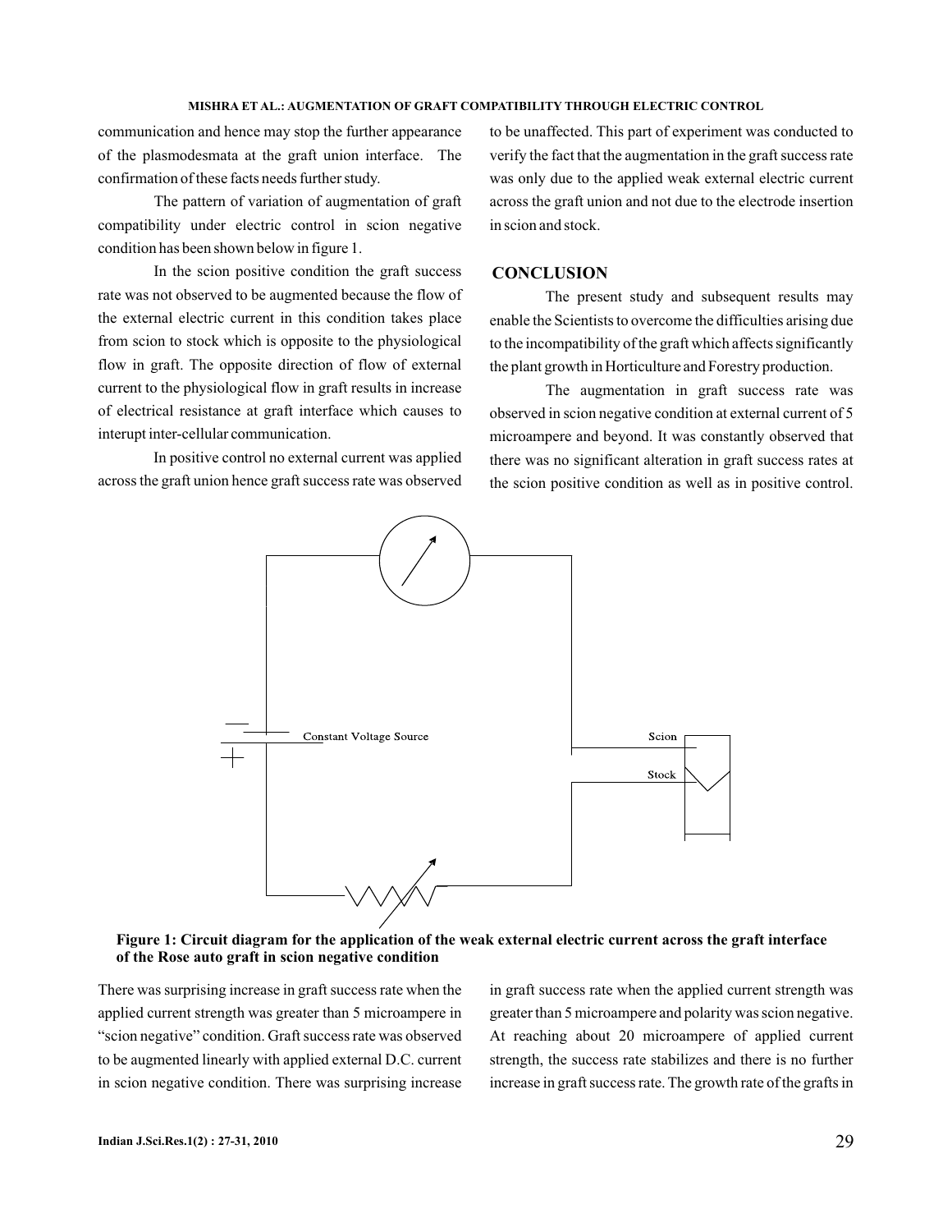communication and hence may stop the further appearance of the plasmodesmata at the graft union interface. The confirmation of these facts needs further study.

The pattern of variation of augmentation of graft compatibility under electric control in scion negative condition has been shown below in figure 1.

In the scion positive condition the graft success rate was not observed to be augmented because the flow of the external electric current in this condition takes place from scion to stock which is opposite to the physiological flow in graft. The opposite direction of flow of external current to the physiological flow in graft results in increase of electrical resistance at graft interface which causes to interupt inter-cellular communication.

In positive control no external current was applied across the graft union hence graft success rate was observed to be unaffected. This part of experiment was conducted to verify the fact that the augmentation in the graft success rate was only due to the applied weak external electric current across the graft union and not due to the electrode insertion in scion and stock.

## CONCLUSION

The present study and subsequent results may enable the Scientists to overcome the difficulties arising due to the incompatibility of the graft which affects significantly the plant growth in Horticulture and Forestry production.

The augmentation in graft success rate was observed in scion negative condition at external current of 5 microampere and beyond. It was constantly observed that there was no significant alteration in graft success rates at the scion positive condition as well as in positive control. There was surprising increase in graft success rate when the applied current strength was greater than 5 microampere in "scion negative" condition. Graft success rate was observed to be augmented linearly with applied external D.C. current in scion negative condition. There was surprising increase in graft success rate when the applied current strength was greater than 5 microampere and polarity was scion negative. At reaching about 20 microampere of applied current strength, the success rate stabilizes and there is no further increase in graft success rate. The growth rate of the grafts in

Constant Voltage Source

Scion

Stock

**Figure 1: Circuit diagram for the application of the weak external electric current across the graft interface of the Rose auto graft in scion negative condition**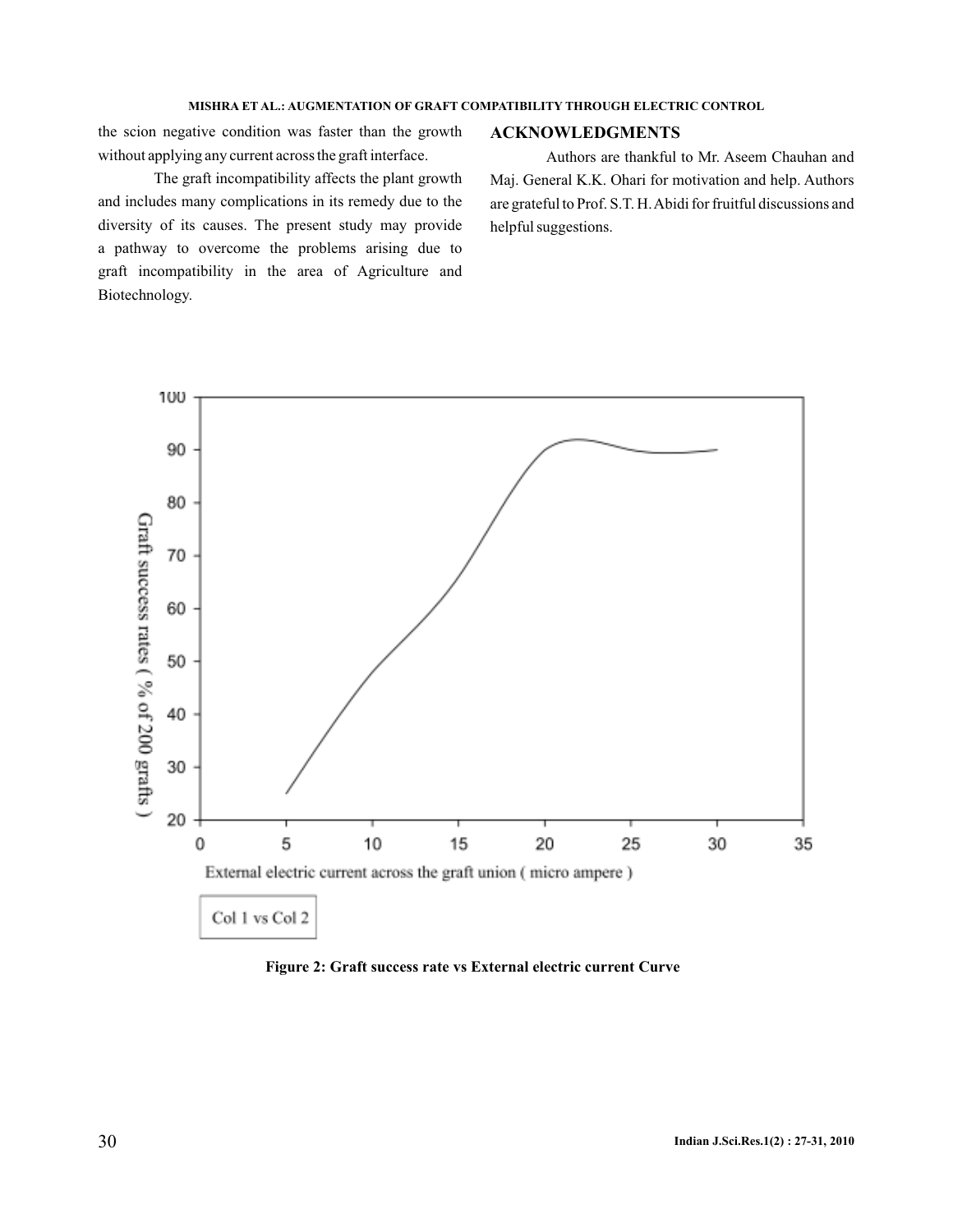the scion negative condition was faster than the growth without applying any current across the graft interface.

The graft incompatibility affects the plant growth and includes many complications in its remedy due to the diversity of its causes. The present study may provide a pathway to overcome the problems arising due to graft incompatibility in the area of Agriculture and Biotechnology.

## ACKNOWLEDGMENTS

Authors are thankful to Mr. Aseem Chauhan and Maj. General K.K. Ohari for motivation and help. Authors are grateful to Prof. S.T. H. Abidi for fruitful discussions and helpful suggestions.

**Figure 2: Graft success rate vs External electric current Curve**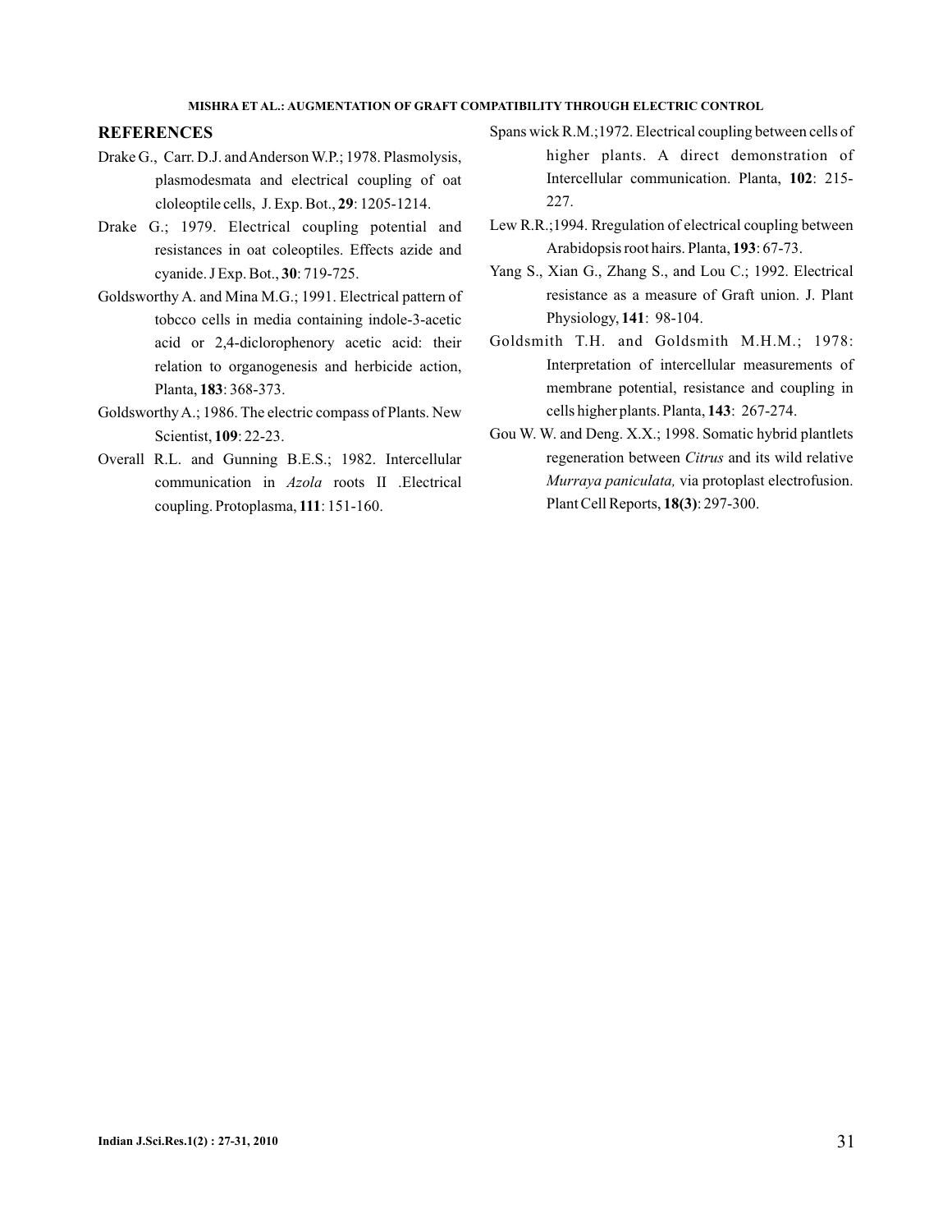## REFERENCES

Drake G., Carr. D.J. and Anderson W.P.; 1978. Plasmolysis, plasmodesmata and electrical coupling of oat cloleoptile cells, J. Exp. Bot., **29**: 1205-1214.

Drake G.; 1979. Electrical coupling potential and resistances in oat coleoptiles. Effects azide and cyanide. J Exp. Bot., **30**: 719-725.

Goldsworthy A. and Mina M.G.; 1991. Electrical pattern of tobcco cells in media containing indole-3-acetic acid or 2,4-diclorophenory acetic acid: their relation to organogenesis and herbicide action, Planta, **183**: 368-373.

Goldsworthy A.; 1986. The electric compass of Plants. New Scientist, **109**: 22-23.

Overall R.L. and Gunning B.E.S.; 1982. Intercellular communication in *Azola* roots II .Electrical coupling. Protoplasma, **111**: 151-160.

Spans wick R.M.;1972. Electrical coupling between cells of higher plants. A direct demonstration of Intercellular communication. Planta, **102**: 215-227.

Lew R.R.;1994. Rregulation of electrical coupling between Arabidopsis root hairs. Planta, **193**: 67-73.

Yang S., Xian G., Zhang S., and Lou C.; 1992. Electrical resistance as a measure of Graft union. J. Plant Physiology, **141**: 98-104.

Goldsmith T.H. and Goldsmith M.H.M.; 1978: Interpretation of intercellular measurements of membrane potential, resistance and coupling in cells higher plants. Planta, **143**: 267-274.

Gou W. W. and Deng. X.X.; 1998. Somatic hybrid plantlets regeneration between *Citrus* and its wild relative *Murraya paniculata,* via protoplast electrofusion. Plant Cell Reports, **18(3)**: 297-300.